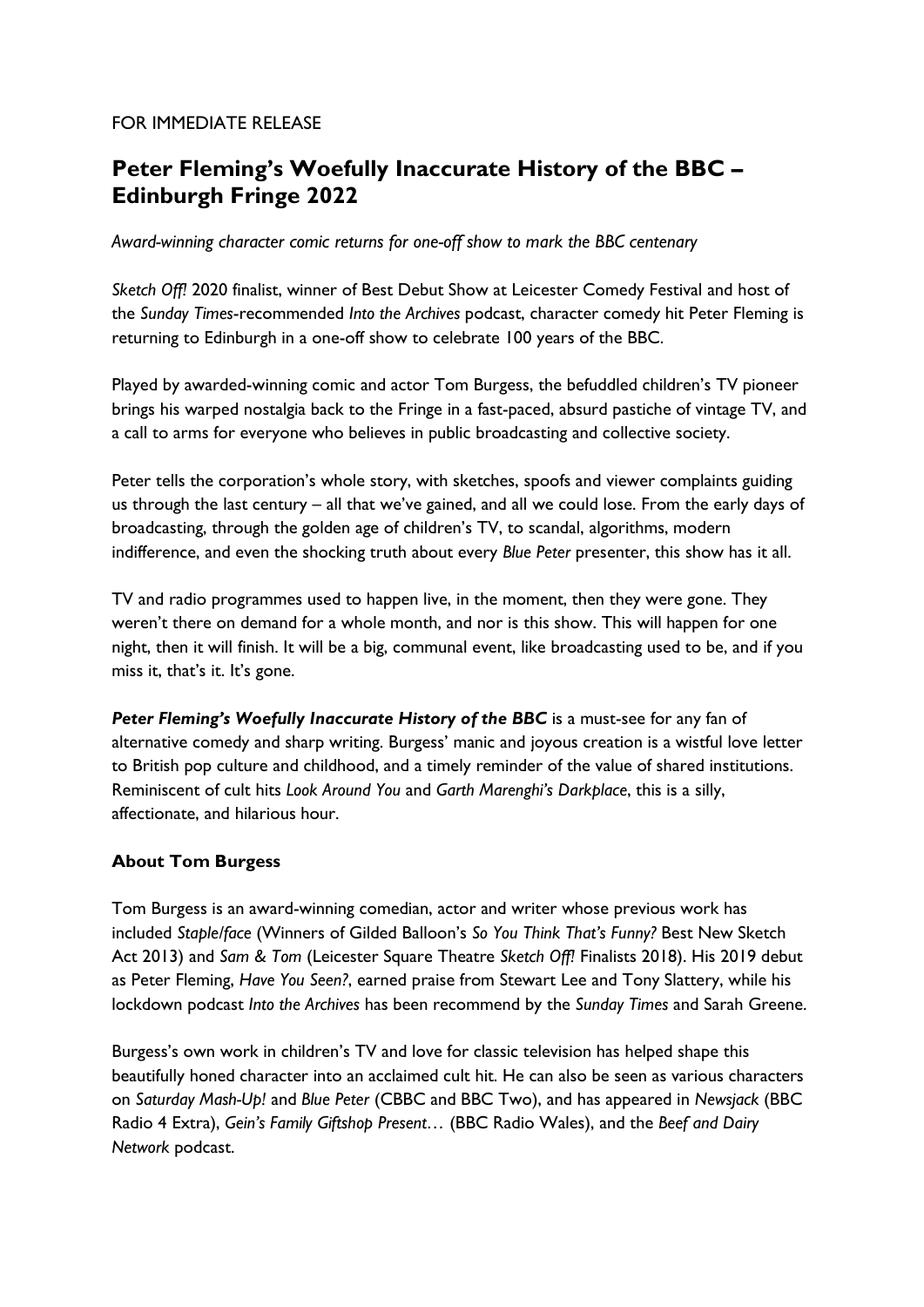FOR IMMEDIATE RELEASE

# Peter Fleming's Woefully Inaccurate History of the BBC – Edinburgh Fringe 2022

*Award-winning character comic returns for one-off show to mark the BBC centenary*

*Sketch Off!* 2020 finalist, winner of Best Debut Show at Leicester Comedy Festival and host of the *Sunday Times*-recommended *Into the Archives* podcast, character comedy hit Peter Fleming is returning to Edinburgh in a one-off show to celebrate 100 years of the BBC.

Played by awarded-winning comic and actor Tom Burgess, the befuddled children's TV pioneer brings his warped nostalgia back to the Fringe in a fast-paced, absurd pastiche of vintage TV, and a call to arms for everyone who believes in public broadcasting and collective society.

Peter tells the corporation's whole story, with sketches, spoofs and viewer complaints guiding us through the last century – all that we've gained, and all we could lose. From the early days of broadcasting, through the golden age of children's TV, to scandal, algorithms, modern indifference, and even the shocking truth about every *Blue Peter* presenter, this show has it all.

TV and radio programmes used to happen live, in the moment, then they were gone. They weren't there on demand for a whole month, and nor is this show. This will happen for one night, then it will finish. It will be a big, communal event, like broadcasting used to be, and if you miss it, that's it. It's gone.

***Peter Fleming's Woefully Inaccurate History of the BBC*** is a must-see for any fan of alternative comedy and sharp writing. Burgess' manic and joyous creation is a wistful love letter to British pop culture and childhood, and a timely reminder of the value of shared institutions. Reminiscent of cult hits *Look Around You* and *Garth Marenghi's Darkplace*, this is a silly, affectionate, and hilarious hour.

## About Tom Burgess

Tom Burgess is an award-winning comedian, actor and writer whose previous work has included *Staple/face* (Winners of Gilded Balloon's *So You Think That's Funny?* Best New Sketch Act 2013) and *Sam & Tom* (Leicester Square Theatre *Sketch Off!* Finalists 2018). His 2019 debut as Peter Fleming, *Have You Seen?*, earned praise from Stewart Lee and Tony Slattery, while his lockdown podcast *Into the Archives* has been recommend by the *Sunday Times* and Sarah Greene.

Burgess's own work in children's TV and love for classic television has helped shape this beautifully honed character into an acclaimed cult hit. He can also be seen as various characters on *Saturday Mash-Up!* and *Blue Peter* (CBBC and BBC Two), and has appeared in *Newsjack* (BBC Radio 4 Extra), *Gein's Family Giftshop Present…* (BBC Radio Wales), and the *Beef and Dairy Network* podcast.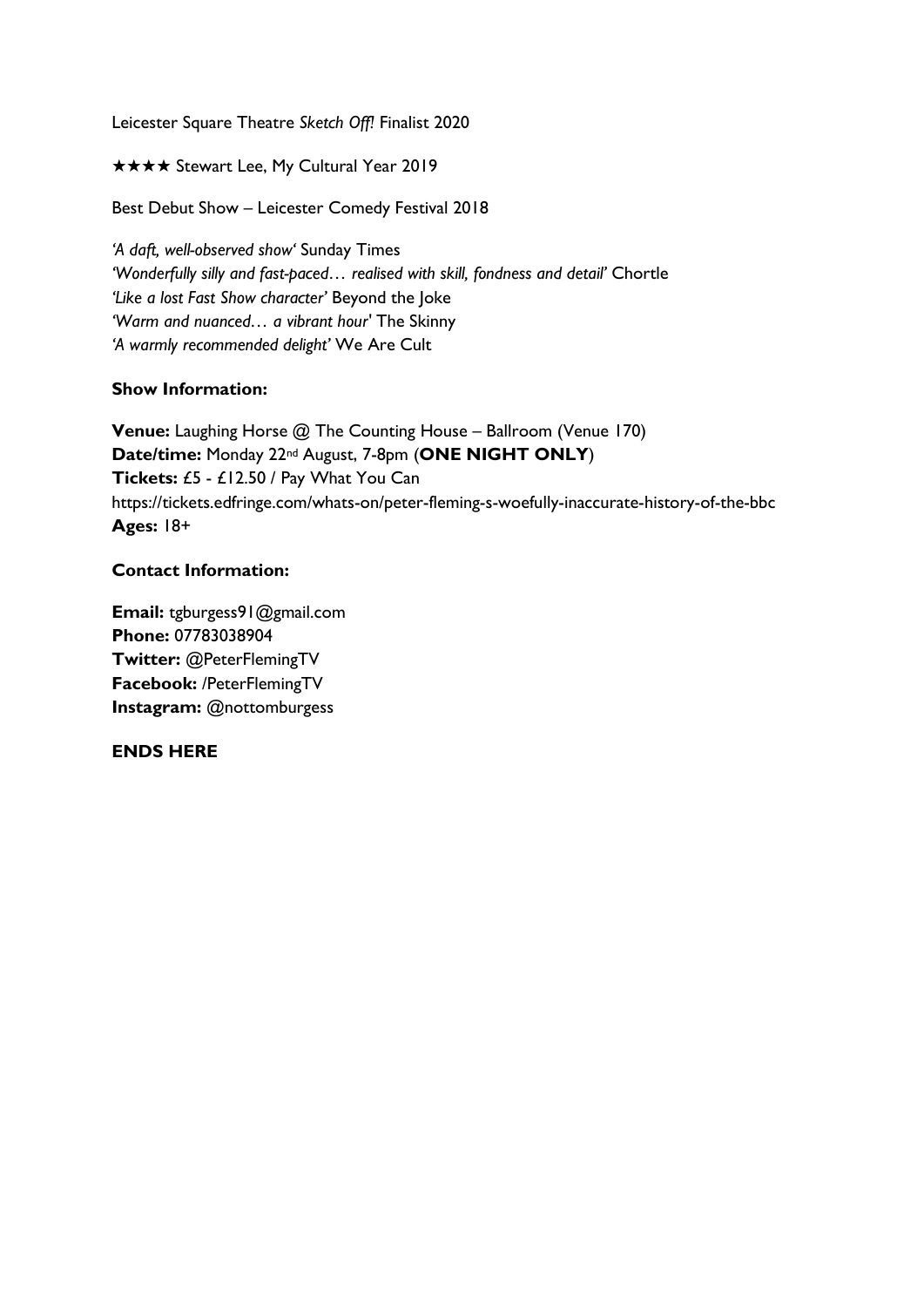Leicester Square Theatre *Sketch Off!* Finalist 2020

★★★★ Stewart Lee, My Cultural Year 2019

Best Debut Show – Leicester Comedy Festival 2018

*'A daft, well-observed show'* Sunday Times
*'Wonderfully silly and fast-paced… realised with skill, fondness and detail'* Chortle
*'Like a lost Fast Show character'* Beyond the Joke
*'Warm and nuanced… a vibrant hour'* The Skinny
*'A warmly recommended delight'* We Are Cult

**Show Information:**

**Venue:** Laughing Horse @ The Counting House – Ballroom (Venue 170)
**Date/time:** Monday 22nd August, 7-8pm (**ONE NIGHT ONLY**)
**Tickets:** £5 - £12.50 / Pay What You Can
https://tickets.edfringe.com/whats-on/peter-fleming-s-woefully-inaccurate-history-of-the-bbc
**Ages:** 18+

**Contact Information:**

**Email:** tgburgess91@gmail.com
**Phone:** 07783038904
**Twitter:** @PeterFlemingTV
**Facebook:** /PeterFlemingTV
**Instagram:** @nottomburgess

**ENDS HERE**